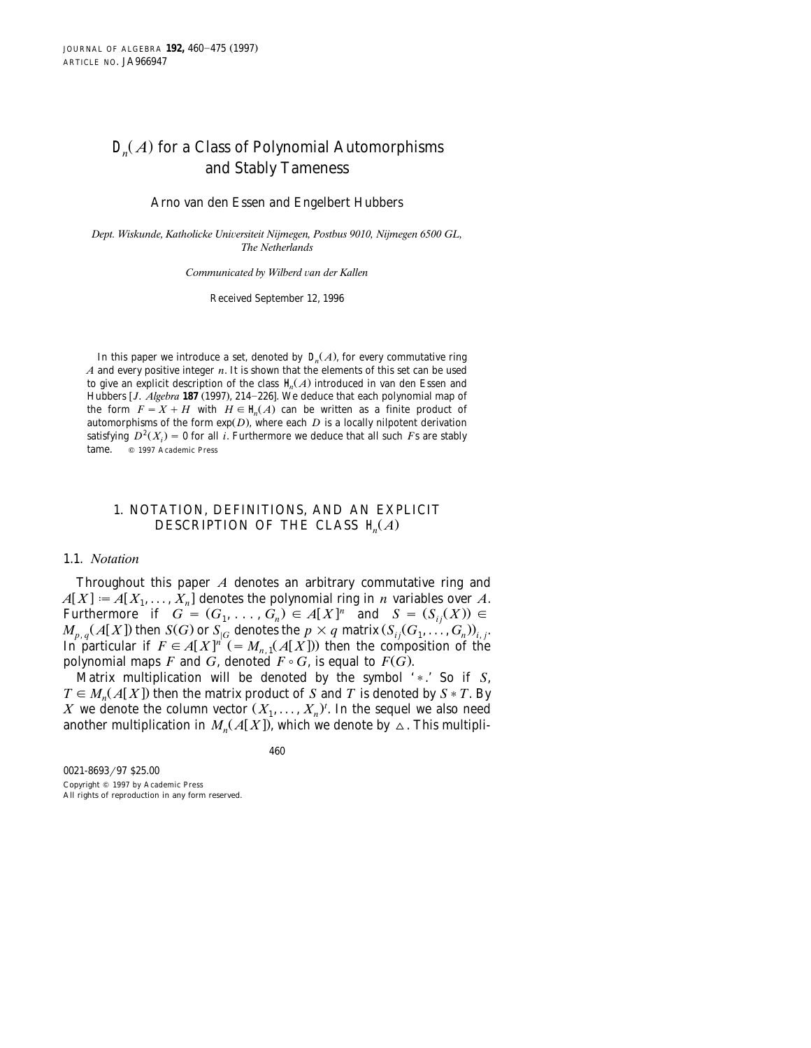# $\mathrm{D}_n(A)$ for a Class of Polynomial Automorphisms and Stably Tameness

Arno van den Essen and Engelbert Hubbers

*Dept. Wiskunde, Katholicke Universiteit Nijmegen, Postbus 9010, Nijmegen 6500 GL, The Netherlands*

*Communicated by Wilberd van der Kallen*

Received September 12, 1996

In this paper we introduce a set, denoted by $\mathrm{D}_n(A)$, for every commutative ring $A$ and every positive integer $n$. It is shown that the elements of this set can be used to give an explicit description of the class $\mathrm{H}_n(A)$ introduced in van den Essen and Hubbers [*J. Algebra* **187** (1997), 214–226]. We deduce that each polynomial map of the form $F = X + H$ with $H \in \mathrm{H}_n(A)$ can be written as a finite product of automorphisms of the form $\exp(D)$, where each $D$ is a locally nilpotent derivation satisfying $D^2(X_i) = 0$ for all $i$. Furthermore we deduce that all such $F$s are stably tame. © 1997 Academic Press

## 1. NOTATION, DEFINITIONS, AND AN EXPLICIT DESCRIPTION OF THE CLASS $\mathrm{H}_n(A)$

### 1.1. *Notation*

Throughout this paper $A$ denotes an arbitrary commutative ring and $A[X] := A[X_1, \ldots, X_n]$ denotes the polynomial ring in $n$ variables over $A$. Furthermore if $G = (G_1, \ldots, G_n) \in A[X]^n$ and $S = (S_{ij}(X)) \in M_{p,q}(A[X])$ then $S(G)$ or $S_{|G}$ denotes the $p \times q$ matrix $(S_{ij}(G_1, \ldots, G_n))_{i,j}$. In particular if $F \in A[X]^n$ $(= M_{n,1}(A[X]))$ then the composition of the polynomial maps $F$ and $G$, denoted $F \circ G$, is equal to $F(G)$.

Matrix multiplication will be denoted by the symbol '$*$.' So if $S$, $T \in M_n(A[X])$ then the matrix product of $S$ and $T$ is denoted by $S * T$. By $X$ we denote the column vector $(X_1, \ldots, X_n)^t$. In the sequel we also need another multiplication in $M_n(A[X])$, which we denote by $\triangle$. This multipli-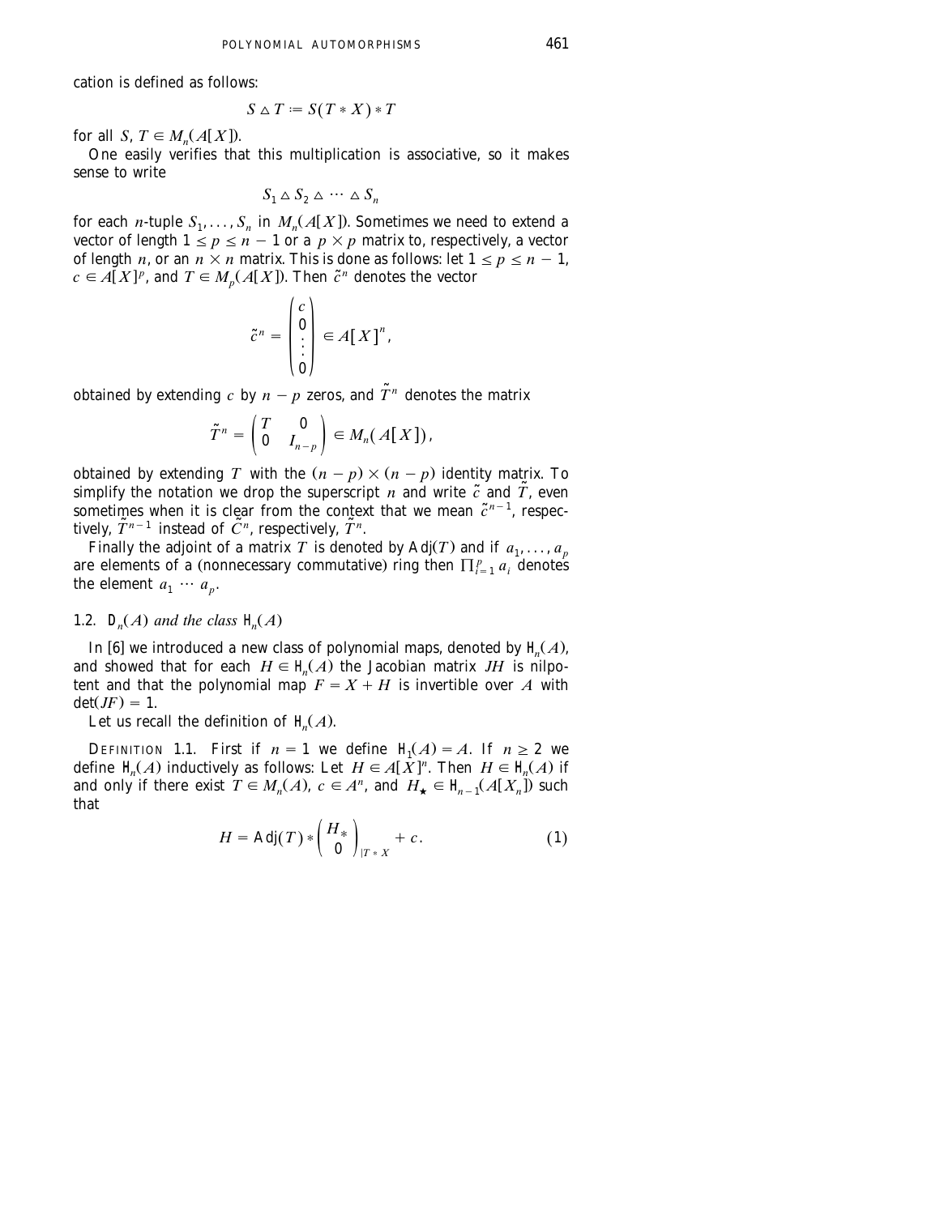cation is defined as follows:

$$S \vartriangle T := S(T * X) * T$$

for all $S, T \in M_n(A[X])$.

One easily verifies that this multiplication is associative, so it makes sense to write

$$S_1 \vartriangle S_2 \vartriangle \cdots \vartriangle S_n$$

for each $n$-tuple $S_1, \dots, S_n$ in $M_n(A[X])$. Sometimes we need to extend a vector of length $1 \le p \le n-1$ or a $p \times p$ matrix to, respectively, a vector of length $n$, or an $n \times n$ matrix. This is done as follows: let $1 \le p \le n-1$, $c \in A[X]^p$, and $T \in M_p(A[X])$. Then $\tilde{c}^n$ denotes the vector

$$\tilde{c}^n = \begin{pmatrix} c \\ 0 \\ \vdots \\ 0 \end{pmatrix} \in A[X]^n,$$

obtained by extending $c$ by $n-p$ zeros, and $\tilde{T}^n$ denotes the matrix

$$\tilde{T}^n = \begin{pmatrix} T & 0 \\ 0 & I_{n-p} \end{pmatrix} \in M_n(A[X]),$$

obtained by extending $T$ with the $(n-p) \times (n-p)$ identity matrix. To simplify the notation we drop the superscript $n$ and write $\tilde{c}$ and $\tilde{T}$, even sometimes when it is clear from the context that we mean $\tilde{c}^{n-1}$, respectively, $\tilde{T}^{n-1}$ instead of $\tilde{C}^n$, respectively, $\tilde{T}^n$.

Finally the adjoint of a matrix $T$ is denoted by $\operatorname{Adj}(T)$ and if $a_1, \dots, a_p$ are elements of a (nonnecessary commutative) ring then $\prod_{i=1}^p a_i$ denotes the element $a_1 \cdots a_p$.

### 1.2. $D_n(A)$ *and the class* $H_n(A)$

In [6] we introduced a new class of polynomial maps, denoted by $H_n(A)$, and showed that for each $H \in H_n(A)$ the Jacobian matrix $JH$ is nilpotent and that the polynomial map $F = X + H$ is invertible over $A$ with $\det(JF) = 1$.

Let us recall the definition of $H_n(A)$.

DEFINITION 1.1. First if $n = 1$ we define $H_1(A) = A$. If $n \ge 2$ we define $H_n(A)$ inductively as follows: Let $H \in A[X]^n$. Then $H \in H_n(A)$ if and only if there exist $T \in M_n(A)$, $c \in A^n$, and $H_\star \in H_{n-1}(A[X_n])$ such that

$$H = \operatorname{Adj}(T) * \begin{pmatrix} H_* \\ 0 \end{pmatrix}_{|T * X} + c. \tag{1}$$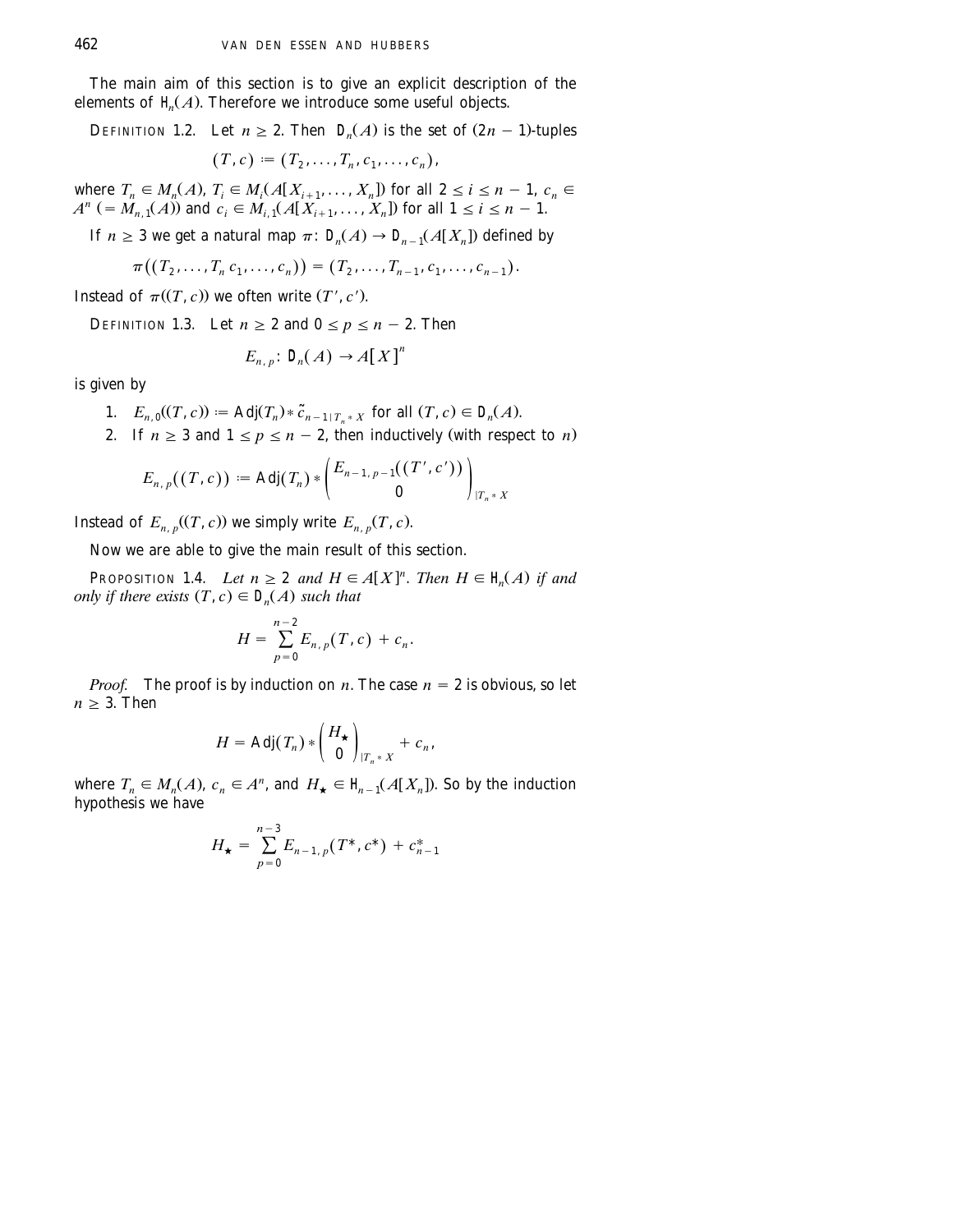The main aim of this section is to give an explicit description of the elements of $\mathsf{H}_n(A)$. Therefore we introduce some useful objects.

DEFINITION 1.2. Let $n \geq 2$. Then $\mathsf{D}_n(A)$ is the set of $(2n-1)$-tuples

$$(T, c) := (T_2, \ldots, T_n, c_1, \ldots, c_n),$$

where $T_n \in M_n(A)$, $T_i \in M_i(A[X_{i+1}, \ldots, X_n])$ for all $2 \leq i \leq n-1$, $c_n \in A^n$ $(= M_{n,1}(A))$ and $c_i \in M_{i,1}(A[X_{i+1}, \ldots, X_n])$ for all $1 \leq i \leq n-1$.

If $n \geq 3$ we get a natural map $\pi$: $\mathsf{D}_n(A) \to \mathsf{D}_{n-1}(A[X_n])$ defined by

$$\pi((T_2, \ldots, T_n c_1, \ldots, c_n)) = (T_2, \ldots, T_{n-1}, c_1, \ldots, c_{n-1}).$$

Instead of $\pi((T, c))$ we often write $(T', c')$.

DEFINITION 1.3. Let $n \geq 2$ and $0 \leq p \leq n-2$. Then

$$E_{n,p}\colon \mathsf{D}_n(A) \to A[X]^n$$

is given by

1. $E_{n,0}((T,c)) := \operatorname{Adj}(T_n) * \tilde{c}_{n-1 \mid T_n * X}$ for all $(T, c) \in \mathsf{D}_n(A)$.
2. If $n \geq 3$ and $1 \leq p \leq n-2$, then inductively (with respect to $n$)

$$E_{n,p}((T,c)) := \operatorname{Adj}(T_n) * \begin{pmatrix} E_{n-1,p-1}((T',c')) \\ 0 \end{pmatrix}_{\mid T_n * X}$$

Instead of $E_{n,p}((T,c))$ we simply write $E_{n,p}(T,c)$.

Now we are able to give the main result of this section.

PROPOSITION 1.4. *Let $n \geq 2$ and $H \in A[X]^n$. Then $H \in \mathsf{H}_n(A)$ if and only if there exists $(T,c) \in \mathsf{D}_n(A)$ such that*

$$H = \sum_{p=0}^{n-2} E_{n,p}(T,c) + c_n.$$

*Proof.* The proof is by induction on $n$. The case $n = 2$ is obvious, so let $n \geq 3$. Then

$$H = \operatorname{Adj}(T_n) * \begin{pmatrix} H_\star \\ 0 \end{pmatrix}_{\mid T_n * X} + c_n,$$

where $T_n \in M_n(A)$, $c_n \in A^n$, and $H_\star \in \mathsf{H}_{n-1}(A[X_n])$. So by the induction hypothesis we have

$$H_\star = \sum_{p=0}^{n-3} E_{n-1,p}(T^*, c^*) + c^*_{n-1}$$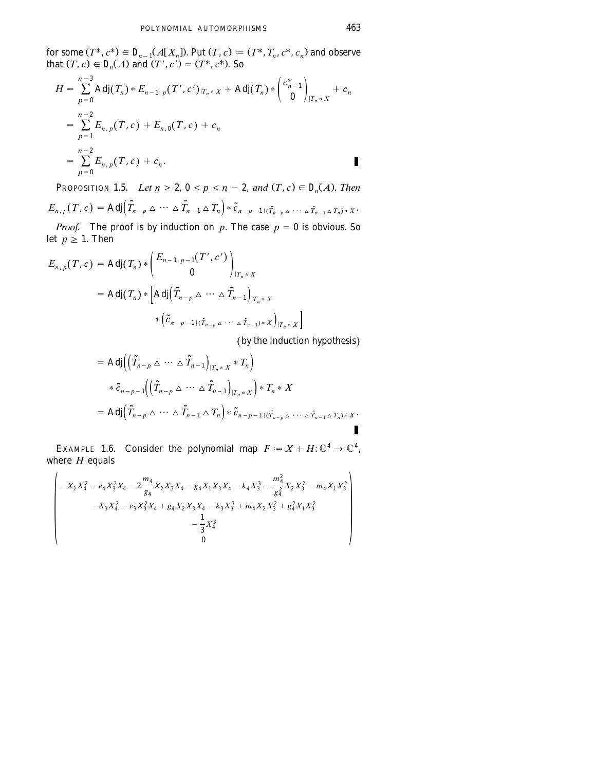for some $(T^*, c^*) \in \mathcal{D}_{n-1}(A[X_n])$. Put $(T, c) := (T^*, T_n, c^*, c_n)$ and observe that $(T, c) \in \mathcal{D}_n(A)$ and $(T', c') = (T^*, c^*)$. So

$$
\begin{aligned}
H &= \sum_{p=0}^{n-3} \operatorname{Adj}(T_n) * E_{n-1,p}(T', c')_{|T_n * X} + \operatorname{Adj}(T_n) * \begin{pmatrix} c^*_{n-1} \\ 0 \end{pmatrix}_{|T_n * X} + c_n \\
&= \sum_{p=1}^{n-2} E_{n,p}(T, c) + E_{n,0}(T, c) + c_n \\
&= \sum_{p=0}^{n-2} E_{n,p}(T, c) + c_n.
\end{aligned}
$$

∎

PROPOSITION 1.5. *Let $n \geq 2$, $0 \leq p \leq n-2$, and $(T, c) \in \mathcal{D}_n(A)$. Then*

$$
E_{n,p}(T, c) = \operatorname{Adj}\left(\tilde{T}_{n-p} \vartriangle \cdots \vartriangle \tilde{T}_{n-1} \vartriangle T_n\right) * \tilde{c}_{n-p-1|(\tilde{T}_{n-p} \vartriangle \cdots \vartriangle \tilde{T}_{n-1} \vartriangle T_n) * X}.
$$

*Proof.* The proof is by induction on $p$. The case $p = 0$ is obvious. So let $p \geq 1$. Then

$$
\begin{aligned}
E_{n,p}(T, c) &= \operatorname{Adj}(T_n) * \begin{pmatrix} E_{n-1,p-1}(T', c') \\ 0 \end{pmatrix}_{|T_n * X} \\
&= \operatorname{Adj}(T_n) * \Big[ \operatorname{Adj}\left(\tilde{T}_{n-p} \vartriangle \cdots \vartriangle \tilde{T}_{n-1}\right)_{|T_n * X} \\
&\qquad * \left(\tilde{c}_{n-p-1|(\tilde{T}_{n-p} \vartriangle \cdots \vartriangle \tilde{T}_{n-1}) * X}\right)_{|T_n * X} \Big] \\
&\qquad\qquad \text{(by the induction hypothesis)} \\
&= \operatorname{Adj}\left(\left(\tilde{T}_{n-p} \vartriangle \cdots \vartriangle \tilde{T}_{n-1}\right)_{|T_n * X} * T_n\right) \\
&\qquad * \tilde{c}_{n-p-1}\left(\left(\tilde{T}_{n-p} \vartriangle \cdots \vartriangle \tilde{T}_{n-1}\right)_{|T_n * X}\right) * T_n * X \\
&= \operatorname{Adj}\left(\tilde{T}_{n-p} \vartriangle \cdots \vartriangle \tilde{T}_{n-1} \vartriangle T_n\right) * \tilde{c}_{n-p-1|(\tilde{T}_{n-p} \vartriangle \cdots \vartriangle \tilde{T}_{n-1} \vartriangle T_n) * X}.
\end{aligned}
$$

∎

EXAMPLE 1.6. Consider the polynomial map $F := X + H: \mathbb{C}^4 \to \mathbb{C}^4$, where $H$ equals

$$
\begin{pmatrix}
-X_2 X_4^2 - e_4 X_3^2 X_4 - 2\dfrac{m_4}{g_4} X_2 X_3 X_4 - g_4 X_1 X_3 X_4 - k_4 X_3^3 - \dfrac{m_4^2}{g_4^2} X_2 X_3^2 - m_4 X_1 X_3^2 \\
-X_3 X_4^2 - e_3 X_3^2 X_4 + g_4 X_2 X_3 X_4 - k_3 X_3^3 + m_4 X_2 X_3^2 + g_4^2 X_1 X_3^2 \\
-\dfrac{1}{3} X_4^3 \\
0
\end{pmatrix}
$$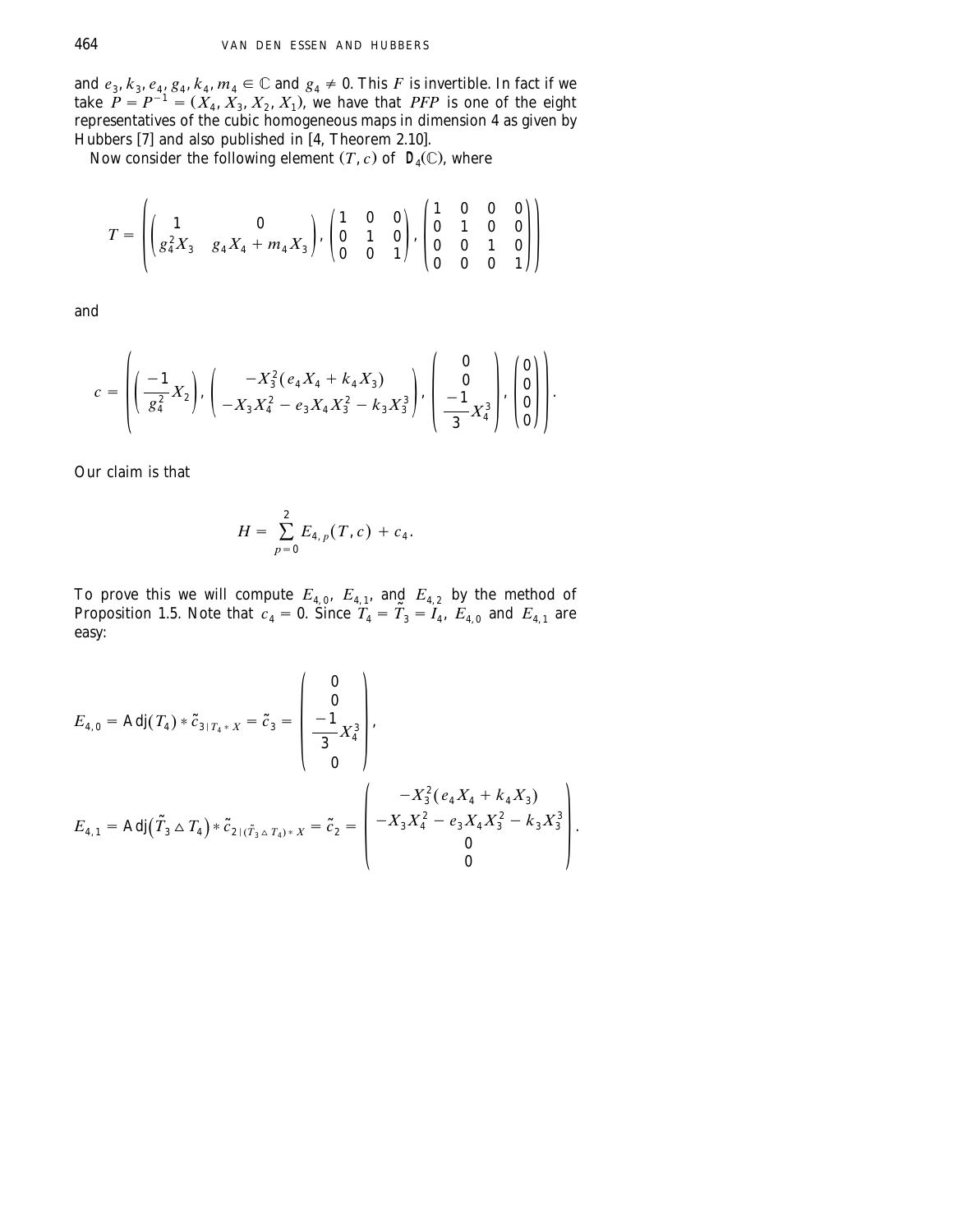and $e_3, k_3, e_4, g_4, k_4, m_4 \in \mathbb{C}$ and $g_4 \neq 0$. This $F$ is invertible. In fact if we take $P = P^{-1} = (X_4, X_3, X_2, X_1)$, we have that $PFP$ is one of the eight representatives of the cubic homogeneous maps in dimension 4 as given by Hubbers [7] and also published in [4, Theorem 2.10].

Now consider the following element $(T, c)$ of $\mathbb{D}_4(\mathbb{C})$, where

$$T = \left( \begin{pmatrix} 1 & 0 \\ g_4^2 X_3 & g_4 X_4 + m_4 X_3 \end{pmatrix}, \begin{pmatrix} 1 & 0 & 0 \\ 0 & 1 & 0 \\ 0 & 0 & 1 \end{pmatrix}, \begin{pmatrix} 1 & 0 & 0 & 0 \\ 0 & 1 & 0 & 0 \\ 0 & 0 & 1 & 0 \\ 0 & 0 & 0 & 1 \end{pmatrix} \right)$$

and

$$c = \left( \left( \frac{-1}{g_4^2} X_2 \right), \begin{pmatrix} -X_3^2(e_4 X_4 + k_4 X_3) \\ -X_3 X_4^2 - e_3 X_4 X_3^2 - k_3 X_3^3 \end{pmatrix}, \begin{pmatrix} 0 \\ 0 \\ \dfrac{-1}{3} X_4^3 \end{pmatrix}, \begin{pmatrix} 0 \\ 0 \\ 0 \\ 0 \end{pmatrix} \right).$$

Our claim is that

$$H = \sum_{p=0}^{2} E_{4,p}(T, c) + c_4.$$

To prove this we will compute $E_{4,0}$, $E_{4,1}$, and $E_{4,2}$ by the method of Proposition 1.5. Note that $c_4 = 0$. Since $T_4 = \tilde{T}_3 = I_4$, $E_{4,0}$ and $E_{4,1}$ are easy:

$$E_{4,0} = \operatorname{Adj}(T_4) * \tilde{c}_{3 \mid T_4 * X} = \tilde{c}_3 = \begin{pmatrix} 0 \\ 0 \\ \dfrac{-1}{3} X_4^3 \\ 0 \end{pmatrix},$$

$$E_{4,1} = \operatorname{Adj}\left(\tilde{T}_3 \vartriangle T_4\right) * \tilde{c}_{2 \mid (\tilde{T}_3 \vartriangle T_4) * X} = \tilde{c}_2 = \begin{pmatrix} -X_3^2(e_4 X_4 + k_4 X_3) \\ -X_3 X_4^2 - e_3 X_4 X_3^2 - k_3 X_3^3 \\ 0 \\ 0 \end{pmatrix}.$$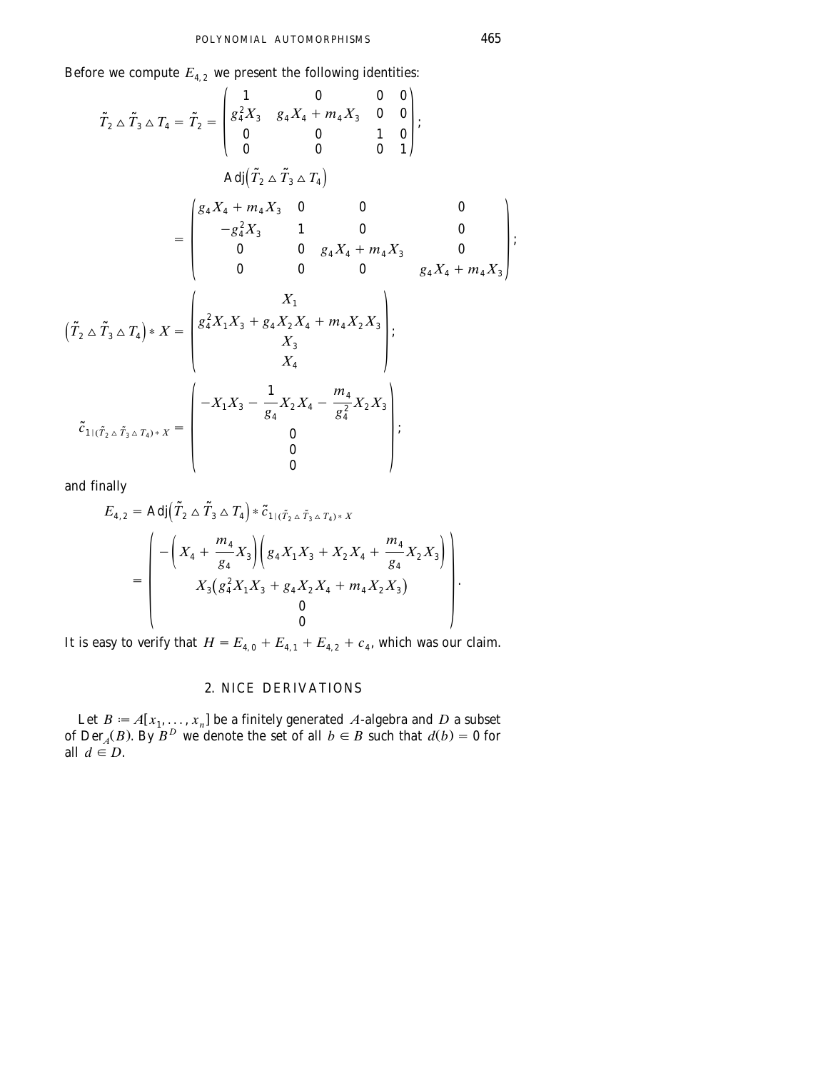Before we compute $E_{4,2}$ we present the following identities:

$$\tilde{T}_2 \vartriangle \tilde{T}_3 \vartriangle T_4 = \tilde{T}_2 = \begin{pmatrix} 1 & 0 & 0 & 0 \\ g_4^2 X_3 & g_4 X_4 + m_4 X_3 & 0 & 0 \\ 0 & 0 & 1 & 0 \\ 0 & 0 & 0 & 1 \end{pmatrix};$$

$$\operatorname{Adj}\left(\tilde{T}_2 \vartriangle \tilde{T}_3 \vartriangle T_4\right)$$

$$= \begin{pmatrix} g_4 X_4 + m_4 X_3 & 0 & 0 & 0 \\ -g_4^2 X_3 & 1 & 0 & 0 \\ 0 & 0 & g_4 X_4 + m_4 X_3 & 0 \\ 0 & 0 & 0 & g_4 X_4 + m_4 X_3 \end{pmatrix};$$

$$\left(\tilde{T}_2 \vartriangle \tilde{T}_3 \vartriangle T_4\right) * X = \begin{pmatrix} X_1 \\ g_4^2 X_1 X_3 + g_4 X_2 X_4 + m_4 X_2 X_3 \\ X_3 \\ X_4 \end{pmatrix};$$

$$\tilde{c}_{1|(\tilde{T}_2 \vartriangle \tilde{T}_3 \vartriangle T_4) * X} = \begin{pmatrix} -X_1 X_3 - \dfrac{1}{g_4} X_2 X_4 - \dfrac{m_4}{g_4^2} X_2 X_3 \\ 0 \\ 0 \\ 0 \end{pmatrix};$$

and finally

$$E_{4,2} = \operatorname{Adj}\left(\tilde{T}_2 \vartriangle \tilde{T}_3 \vartriangle T_4\right) * \tilde{c}_{1|(\tilde{T}_2 \vartriangle \tilde{T}_3 \vartriangle T_4) * X}$$

$$= \begin{pmatrix} -\left(X_4 + \dfrac{m_4}{g_4} X_3\right)\left(g_4 X_1 X_3 + X_2 X_4 + \dfrac{m_4}{g_4} X_2 X_3\right) \\ X_3\left(g_4^2 X_1 X_3 + g_4 X_2 X_4 + m_4 X_2 X_3\right) \\ 0 \\ 0 \end{pmatrix}.$$

It is easy to verify that $H = E_{4,0} + E_{4,1} + E_{4,2} + c_4$, which was our claim.

## 2. NICE DERIVATIONS

Let $B := A[x_1, \ldots, x_n]$ be a finitely generated $A$-algebra and $D$ a subset of $\operatorname{Der}_A(B)$. By $B^D$ we denote the set of all $b \in B$ such that $d(b) = 0$ for all $d \in D$.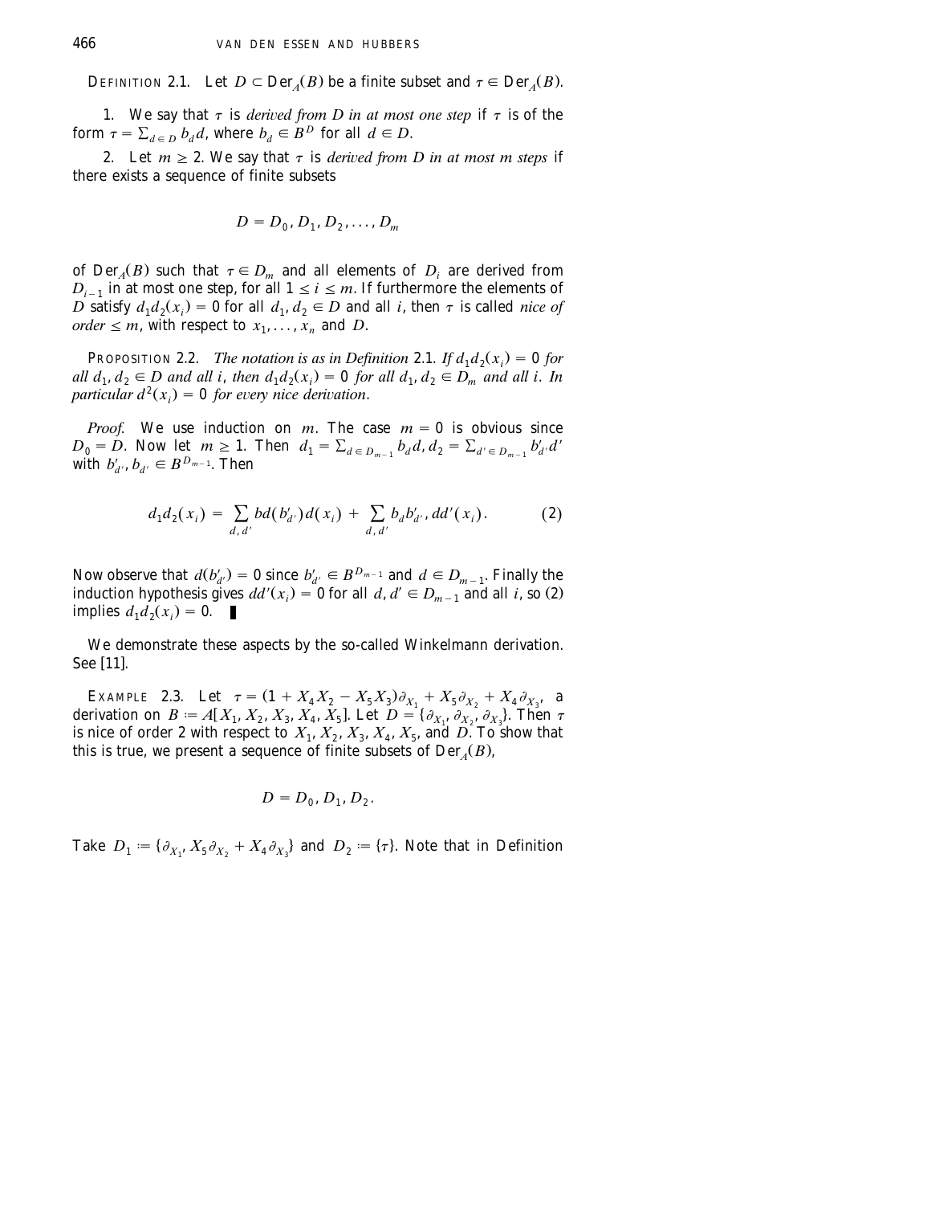**Definition 2.1.** Let $D \subset \text{Der}_A(B)$ be a finite subset and $\tau \in \text{Der}_A(B)$.

1. We say that $\tau$ is *derived from D in at most one step* if $\tau$ is of the form $\tau = \sum_{d \in D} b_d d$, where $b_d \in B^D$ for all $d \in D$.

2. Let $m \geq 2$. We say that $\tau$ is *derived from D in at most m steps* if there exists a sequence of finite subsets

$$D = D_0, D_1, D_2, \ldots, D_m$$

of $\text{Der}_A(B)$ such that $\tau \in D_m$ and all elements of $D_i$ are derived from $D_{i-1}$ in at most one step, for all $1 \leq i \leq m$. If furthermore the elements of $D$ satisfy $d_1 d_2(x_i) = 0$ for all $d_1, d_2 \in D$ and all $i$, then $\tau$ is called *nice of order* $\leq m$, with respect to $x_1, \ldots, x_n$ and $D$.

**Proposition 2.2.** *The notation is as in Definition* 2.1. *If $d_1 d_2(x_i) = 0$ for all $d_1, d_2 \in D$ and all $i$, then $d_1 d_2(x_i) = 0$ for all $d_1, d_2 \in D_m$ and all $i$. In particular $d^2(x_i) = 0$ for every nice derivation.*

*Proof.* We use induction on $m$. The case $m = 0$ is obvious since $D_0 = D$. Now let $m \geq 1$. Then $d_1 = \sum_{d \in D_{m-1}} b_d d$, $d_2 = \sum_{d' \in D_{m-1}} b'_{d'} d'$ with $b'_{d'}, b_{d'} \in B^{D_{m-1}}$. Then

$$d_1 d_2(x_i) = \sum_{d,d'} b d(b'_{d'}) d(x_i) + \sum_{d,d'} b_d b'_{d'}, dd'(x_i). \tag{2}$$

Now observe that $d(b'_{d'}) = 0$ since $b'_{d'} \in B^{D_{m-1}}$ and $d \in D_{m-1}$. Finally the induction hypothesis gives $dd'(x_i) = 0$ for all $d, d' \in D_{m-1}$ and all $i$, so (2) implies $d_1 d_2(x_i) = 0$. ∎

We demonstrate these aspects by the so-called Winkelmann derivation. See [11].

**Example 2.3.** Let $\tau = (1 + X_4 X_2 - X_5 X_3)\partial_{X_1} + X_5 \partial_{X_2} + X_4 \partial_{X_3}$, a derivation on $B := A[X_1, X_2, X_3, X_4, X_5]$. Let $D = \{\partial_{X_1}, \partial_{X_2}, \partial_{X_3}\}$. Then $\tau$ is nice of order 2 with respect to $X_1, X_2, X_3, X_4, X_5$, and $D$. To show that this is true, we present a sequence of finite subsets of $\text{Der}_A(B)$,

$$D = D_0, D_1, D_2.$$

Take $D_1 := \{\partial_{X_1}, X_5 \partial_{X_2} + X_4 \partial_{X_3}\}$ and $D_2 := \{\tau\}$. Note that in Definition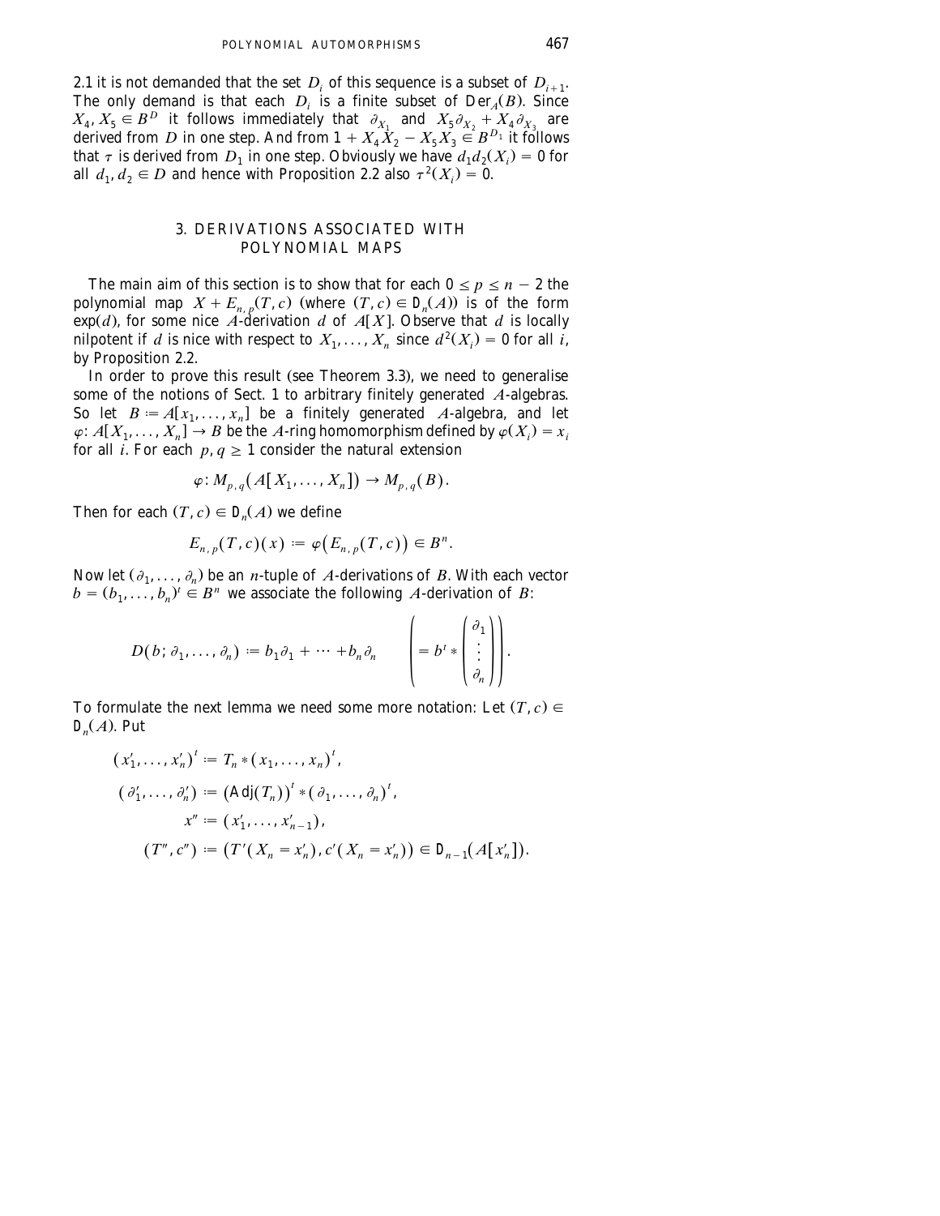2.1 it is not demanded that the set $D_i$ of this sequence is a subset of $D_{i+1}$. The only demand is that each $D_i$ is a finite subset of $\mathrm{Der}_A(B)$. Since $X_4, X_5 \in B^D$ it follows immediately that $\partial_{X_1}$ and $X_5 \partial_{X_2} + X_4 \partial_{X_3}$ are derived from $D$ in one step. And from $1 + X_4 X_2 - X_5 X_3 \in B^{D_1}$ it follows that $\tau$ is derived from $D_1$ in one step. Obviously we have $d_1 d_2(X_i) = 0$ for all $d_1, d_2 \in D$ and hence with Proposition 2.2 also $\tau^2(X_i) = 0$.

## 3. DERIVATIONS ASSOCIATED WITH POLYNOMIAL MAPS

The main aim of this section is to show that for each $0 \le p \le n-2$ the polynomial map $X + E_{n,p}(T, c)$ (where $(T, c) \in \mathrm{D}_n(A)$) is of the form $\exp(d)$, for some nice $A$-derivation $d$ of $A[X]$. Observe that $d$ is locally nilpotent if $d$ is nice with respect to $X_1, \ldots, X_n$ since $d^2(X_i) = 0$ for all $i$, by Proposition 2.2.

In order to prove this result (see Theorem 3.3), we need to generalise some of the notions of Sect. 1 to arbitrary finitely generated $A$-algebras. So let $B := A[x_1, \ldots, x_n]$ be a finitely generated $A$-algebra, and let $\varphi: A[X_1, \ldots, X_n] \to B$ be the $A$-ring homomorphism defined by $\varphi(X_i) = x_i$ for all $i$. For each $p, q \ge 1$ consider the natural extension

$$\varphi: M_{p,q}(A[X_1, \ldots, X_n]) \to M_{p,q}(B).$$

Then for each $(T, c) \in \mathrm{D}_n(A)$ we define

$$E_{n,p}(T,c)(x) := \varphi(E_{n,p}(T,c)) \in B^n.$$

Now let $(\partial_1, \ldots, \partial_n)$ be an $n$-tuple of $A$-derivations of $B$. With each vector $b = (b_1, \ldots, b_n)^t \in B^n$ we associate the following $A$-derivation of $B$:

$$D(b; \partial_1, \ldots, \partial_n) := b_1 \partial_1 + \cdots + b_n \partial_n \qquad \left( = b^t * \begin{pmatrix} \partial_1 \\ \vdots \\ \partial_n \end{pmatrix} \right).$$

To formulate the next lemma we need some more notation: Let $(T, c) \in \mathrm{D}_n(A)$. Put

$$\begin{aligned}
(x_1', \ldots, x_n')^t &:= T_n * (x_1, \ldots, x_n)^t, \\
(\partial_1', \ldots, \partial_n') &:= (\mathrm{Adj}(T_n))^t * (\partial_1, \ldots, \partial_n)^t, \\
x'' &:= (x_1', \ldots, x_{n-1}'), \\
(T'', c'') &:= (T'(X_n = x_n'), c'(X_n = x_n')) \in \mathrm{D}_{n-1}(A[x_n']).
\end{aligned}$$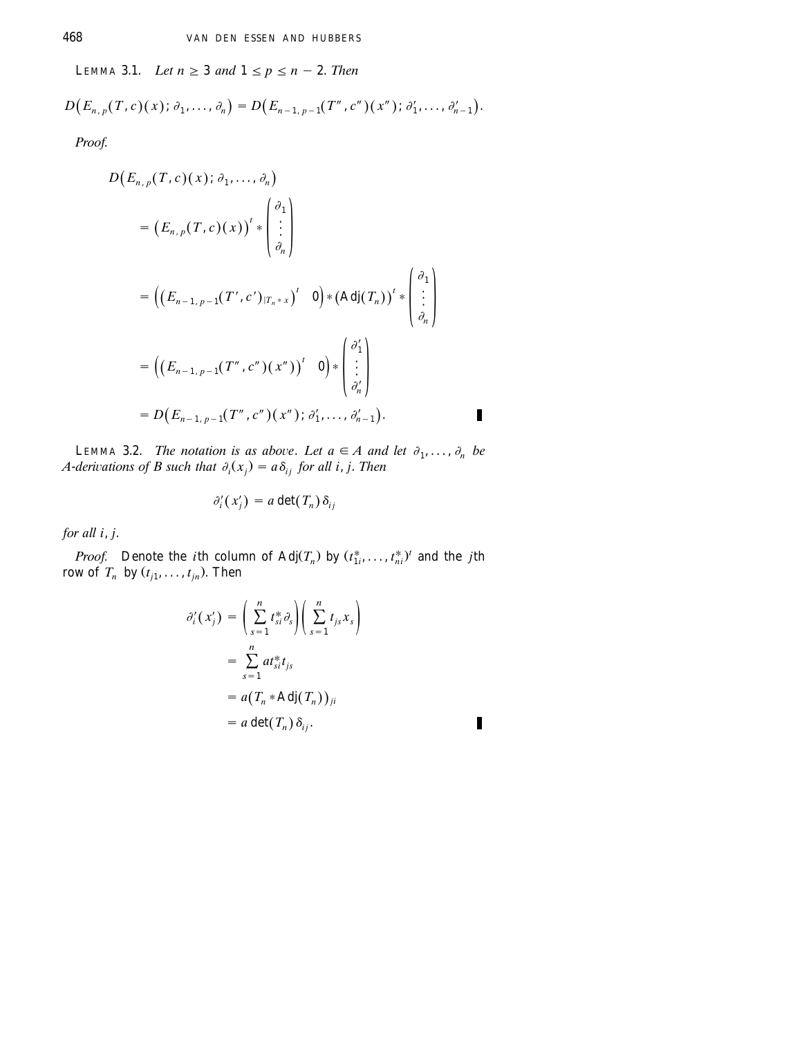**Lemma 3.1.** *Let $n \geq 3$ and $1 \leq p \leq n-2$. Then*

$$D\big(E_{n,p}(T,c)(x); \partial_1, \dots, \partial_n\big) = D\big(E_{n-1,p-1}(T'',c'')(x''); \partial'_1, \dots, \partial'_{n-1}\big).$$

*Proof.*

$$\begin{aligned}
D\big(E_{n,p}(T,c)(x); \partial_1, \dots, \partial_n\big) &= \big(E_{n,p}(T,c)(x)\big)^t * \begin{pmatrix} \partial_1 \\ \vdots \\ \partial_n \end{pmatrix} \\
&= \Big(\big(E_{n-1,p-1}(T',c')_{|T_n * x}\big)^t \quad 0\Big) * \big(\mathrm{Adj}(T_n)\big)^t * \begin{pmatrix} \partial_1 \\ \vdots \\ \partial_n \end{pmatrix} \\
&= \Big(\big(E_{n-1,p-1}(T'',c'')(x'')\big)^t \quad 0\Big) * \begin{pmatrix} \partial'_1 \\ \vdots \\ \partial'_n \end{pmatrix} \\
&= D\big(E_{n-1,p-1}(T'',c'')(x''); \partial'_1, \dots, \partial'_{n-1}\big).
\end{aligned}$$

∎

**Lemma 3.2.** *The notation is as above. Let $a \in A$ and let $\partial_1, \dots, \partial_n$ be $A$-derivations of $B$ such that $\partial_i(x_j) = a\delta_{ij}$ for all $i, j$. Then*

$$\partial'_i(x'_j) = a \det(T_n)\, \delta_{ij}$$

*for all $i, j$.*

*Proof.* Denote the $i$th column of $\mathrm{Adj}(T_n)$ by $(t^*_{1i}, \dots, t^*_{ni})^t$ and the $j$th row of $T_n$ by $(t_{j1}, \dots, t_{jn})$. Then

$$\begin{aligned}
\partial'_i(x'_j) &= \left(\sum_{s=1}^{n} t^*_{si}\partial_s\right)\left(\sum_{s=1}^{n} t_{js}x_s\right) \\
&= \sum_{s=1}^{n} a t^*_{si} t_{js} \\
&= a\big(T_n * \mathrm{Adj}(T_n)\big)_{ji} \\
&= a \det(T_n)\, \delta_{ij}.
\end{aligned}$$

∎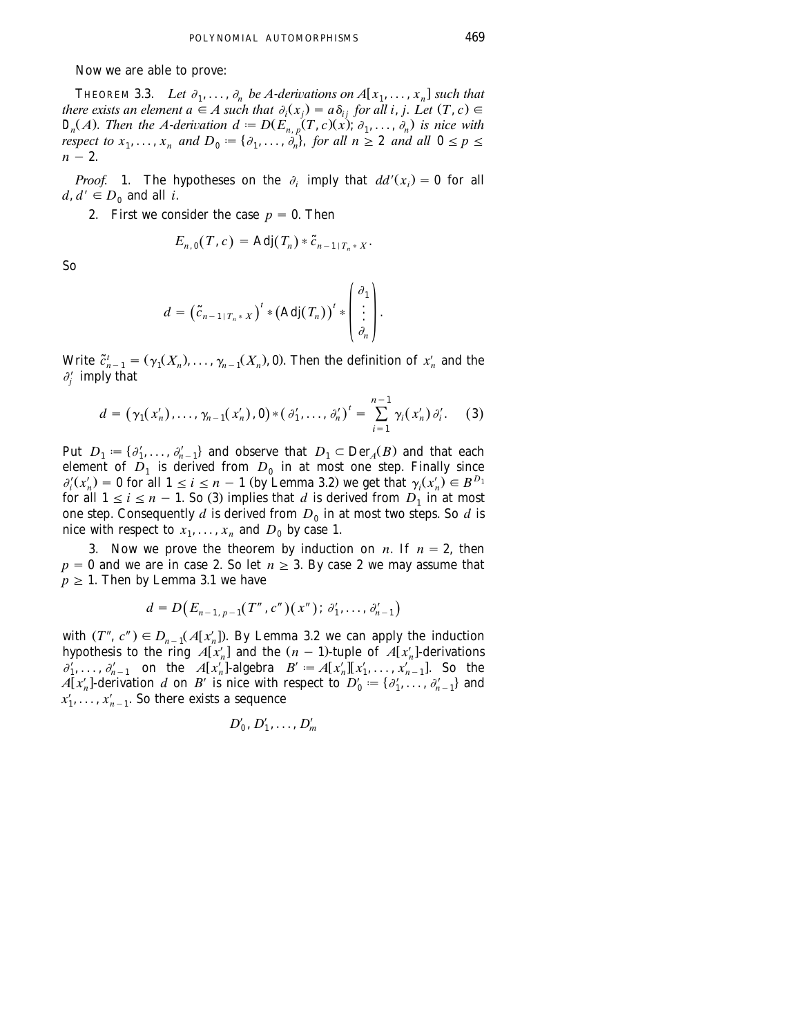Now we are able to prove:

THEOREM 3.3. *Let $\partial_1, \ldots, \partial_n$ be $A$-derivations on $A[x_1, \ldots, x_n]$ such that there exists an element $a \in A$ such that $\partial_i(x_j) = a\delta_{ij}$ for all $i, j$. Let $(T, c) \in D_n(A)$. Then the $A$-derivation $d := D(E_{n,p}(T, c)(x); \partial_1, \ldots, \partial_n)$ is nice with respect to $x_1, \ldots, x_n$ and $D_0 := \{\partial_1, \ldots, \partial_n\}$, for all $n \geq 2$ and all $0 \leq p \leq n - 2$.*

*Proof.* 1. The hypotheses on the $\partial_i$ imply that $dd'(x_i) = 0$ for all $d, d' \in D_0$ and all $i$.

2. First we consider the case $p = 0$. Then

$$E_{n,0}(T, c) = \mathrm{Adj}(T_n) * \tilde{c}_{n-1|T_n * X}.$$

So

$$d = \left(\tilde{c}_{n-1|T_n * X}\right)^t * \left(\mathrm{Adj}(T_n)\right)^t * \begin{pmatrix} \partial_1 \\ \vdots \\ \partial_n \end{pmatrix}.$$

Write $\tilde{c}^t_{n-1} = (\gamma_1(X_n), \ldots, \gamma_{n-1}(X_n), 0)$. Then the definition of $x'_n$ and the $\partial'_j$ imply that

$$d = \left(\gamma_1(x'_n), \ldots, \gamma_{n-1}(x'_n), 0\right) * \left(\partial'_1, \ldots, \partial'_n\right)^t = \sum_{i=1}^{n-1} \gamma_i(x'_n)\,\partial'_i. \quad (3)$$

Put $D_1 := \{\partial'_1, \ldots, \partial'_{n-1}\}$ and observe that $D_1 \subset \mathrm{Der}_A(B)$ and that each element of $D_1$ is derived from $D_0$ in at most one step. Finally since $\partial'_i(x'_n) = 0$ for all $1 \leq i \leq n-1$ (by Lemma 3.2) we get that $\gamma_i(x'_n) \in B^{D_1}$ for all $1 \leq i \leq n-1$. So (3) implies that $d$ is derived from $D_1$ in at most one step. Consequently $d$ is derived from $D_0$ in at most two steps. So $d$ is nice with respect to $x_1, \ldots, x_n$ and $D_0$ by case 1.

3. Now we prove the theorem by induction on $n$. If $n = 2$, then $p = 0$ and we are in case 2. So let $n \geq 3$. By case 2 we may assume that $p \geq 1$. Then by Lemma 3.1 we have

$$d = D\left(E_{n-1,p-1}(T'', c'')(x''); \partial'_1, \ldots, \partial'_{n-1}\right)$$

with $(T'', c'') \in D_{n-1}(A[x'_n])$. By Lemma 3.2 we can apply the induction hypothesis to the ring $A[x'_n]$ and the $(n-1)$-tuple of $A[x'_n]$-derivations $\partial'_1, \ldots, \partial'_{n-1}$ on the $A[x'_n]$-algebra $B' := A[x'_n][x'_1, \ldots, x'_{n-1}]$. So the $A[x'_n]$-derivation $d$ on $B'$ is nice with respect to $D'_0 := \{\partial'_1, \ldots, \partial'_{n-1}\}$ and $x'_1, \ldots, x'_{n-1}$. So there exists a sequence

$$D'_0, D'_1, \ldots, D'_m$$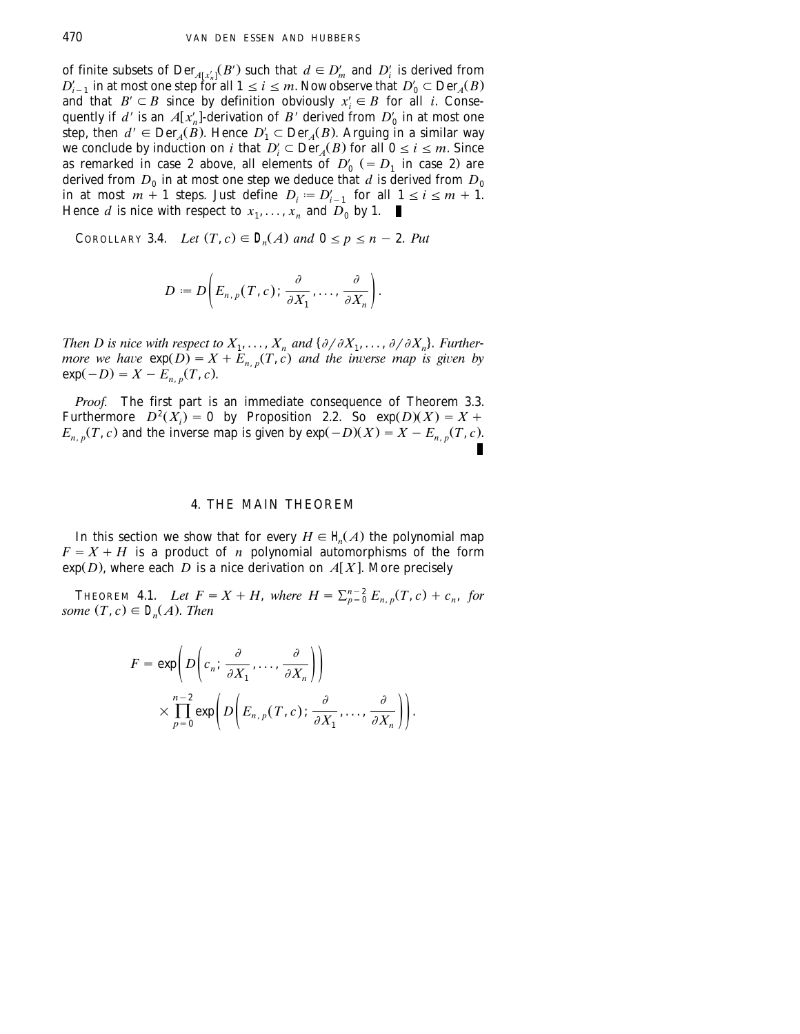of finite subsets of $\mathrm{Der}_{A[x'_n]}(B')$ such that $d \in D'_m$ and $D'_i$ is derived from $D'_{i-1}$ in at most one step for all $1 \le i \le m$. Now observe that $D'_0 \subset \mathrm{Der}_A(B)$ and that $B' \subset B$ since by definition obviously $x'_i \in B$ for all $i$. Consequently if $d'$ is an $A[x'_n]$-derivation of $B'$ derived from $D'_0$ in at most one step, then $d' \in \mathrm{Der}_A(B)$. Hence $D'_1 \subset \mathrm{Der}_A(B)$. Arguing in a similar way we conclude by induction on $i$ that $D'_i \subset \mathrm{Der}_A(B)$ for all $0 \le i \le m$. Since as remarked in case 2 above, all elements of $D'_0$ ($= D_1$ in case 2) are derived from $D_0$ in at most one step we deduce that $d$ is derived from $D_0$ in at most $m+1$ steps. Just define $D_i := D'_{i-1}$ for all $1 \le i \le m+1$. Hence $d$ is nice with respect to $x_1, \ldots, x_n$ and $D_0$ by 1. ∎

COROLLARY 3.4. *Let $(T, c) \in \mathbb{D}_n(A)$ and $0 \le p \le n-2$. Put*

$$D := D\left(E_{n,p}(T,c); \frac{\partial}{\partial X_1}, \ldots, \frac{\partial}{\partial X_n}\right).$$

*Then $D$ is nice with respect to $X_1, \ldots, X_n$ and $\{\partial/\partial X_1, \ldots, \partial/\partial X_n\}$. Furthermore we have $\exp(D) = X + E_{n,p}(T,c)$ and the inverse map is given by $\exp(-D) = X - E_{n,p}(T,c)$.*

*Proof.* The first part is an immediate consequence of Theorem 3.3. Furthermore $D^2(X_i) = 0$ by Proposition 2.2. So $\exp(D)(X) = X + E_{n,p}(T,c)$ and the inverse map is given by $\exp(-D)(X) = X - E_{n,p}(T,c)$. ∎

## 4. THE MAIN THEOREM

In this section we show that for every $H \in \mathbb{H}_n(A)$ the polynomial map $F = X + H$ is a product of $n$ polynomial automorphisms of the form $\exp(D)$, where each $D$ is a nice derivation on $A[X]$. More precisely

THEOREM 4.1. *Let $F = X + H$, where $H = \sum_{p=0}^{n-2} E_{n,p}(T,c) + c_n$, for some $(T, c) \in \mathbb{D}_n(A)$. Then*

$$F = \exp\left(D\left(c_n; \frac{\partial}{\partial X_1}, \ldots, \frac{\partial}{\partial X_n}\right)\right) \times \prod_{p=0}^{n-2} \exp\left(D\left(E_{n,p}(T,c); \frac{\partial}{\partial X_1}, \ldots, \frac{\partial}{\partial X_n}\right)\right).$$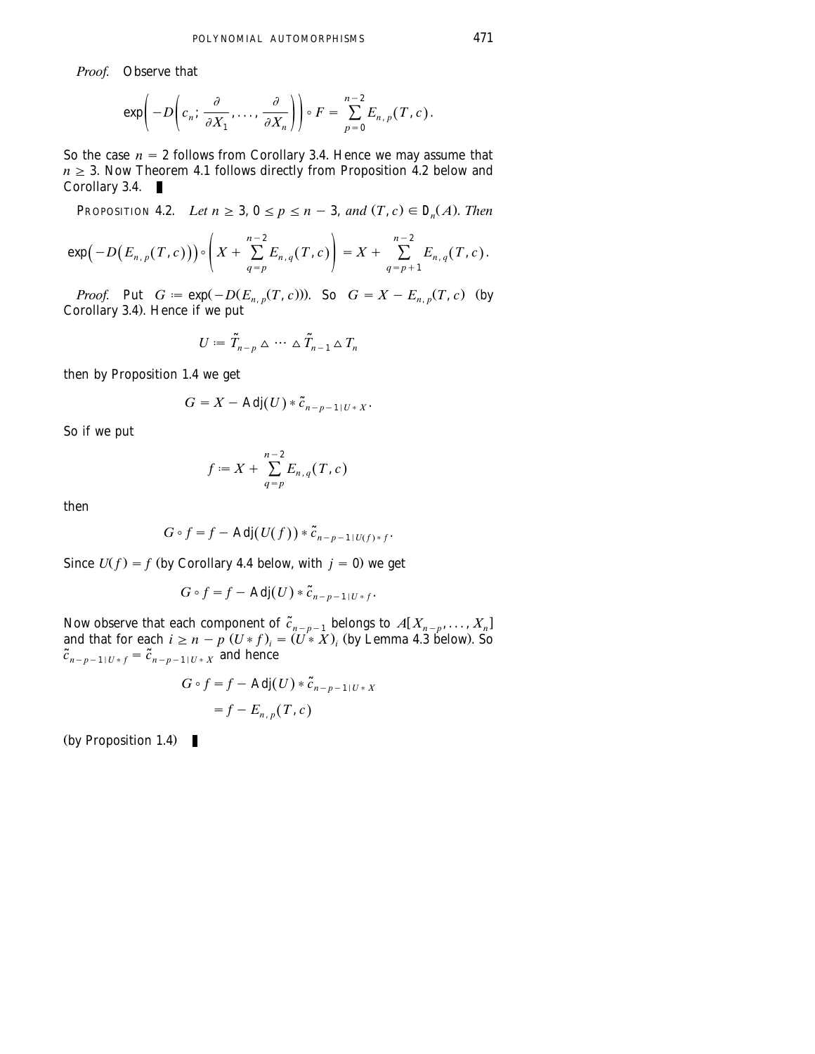*Proof.* Observe that

$$\exp\left(-D\left(c_n; \frac{\partial}{\partial X_1}, \dots, \frac{\partial}{\partial X_n}\right)\right) \circ F = \sum_{p=0}^{n-2} E_{n,p}(T,c).$$

So the case $n = 2$ follows from Corollary 3.4. Hence we may assume that $n \geq 3$. Now Theorem 4.1 follows directly from Proposition 4.2 below and Corollary 3.4. ∎

PROPOSITION 4.2. *Let $n \geq 3$, $0 \leq p \leq n-3$, and $(T, c) \in D_n(A)$. Then*

$$\exp\left(-D\left(E_{n,p}(T,c)\right)\right) \circ \left(X + \sum_{q=p}^{n-2} E_{n,q}(T,c)\right) = X + \sum_{q=p+1}^{n-2} E_{n,q}(T,c).$$

*Proof.* Put $G := \exp(-D(E_{n,p}(T,c)))$. So $G = X - E_{n,p}(T,c)$ (by Corollary 3.4). Hence if we put

$$U := \tilde{T}_{n-p} \vartriangle \cdots \vartriangle \tilde{T}_{n-1} \vartriangle T_n$$

then by Proposition 1.4 we get

$$G = X - \operatorname{Adj}(U) * \tilde{c}_{n-p-1 | U * X}.$$

So if we put

$$f := X + \sum_{q=p}^{n-2} E_{n,q}(T,c)$$

then

$$G \circ f = f - \operatorname{Adj}(U(f)) * \tilde{c}_{n-p-1 | U(f) * f}.$$

Since $U(f) = f$ (by Corollary 4.4 below, with $j = 0$) we get

$$G \circ f = f - \operatorname{Adj}(U) * \tilde{c}_{n-p-1 | U * f}.$$

Now observe that each component of $\tilde{c}_{n-p-1}$ belongs to $A[X_{n-p}, \dots, X_n]$ and that for each $i \geq n-p$ $(U * f)_i = (U * X)_i$ (by Lemma 4.3 below). So $\tilde{c}_{n-p-1 | U * f} = \tilde{c}_{n-p-1 | U * X}$ and hence

$$\begin{aligned} G \circ f &= f - \operatorname{Adj}(U) * \tilde{c}_{n-p-1 | U * X} \\ &= f - E_{n,p}(T,c) \end{aligned}$$

(by Proposition 1.4) ∎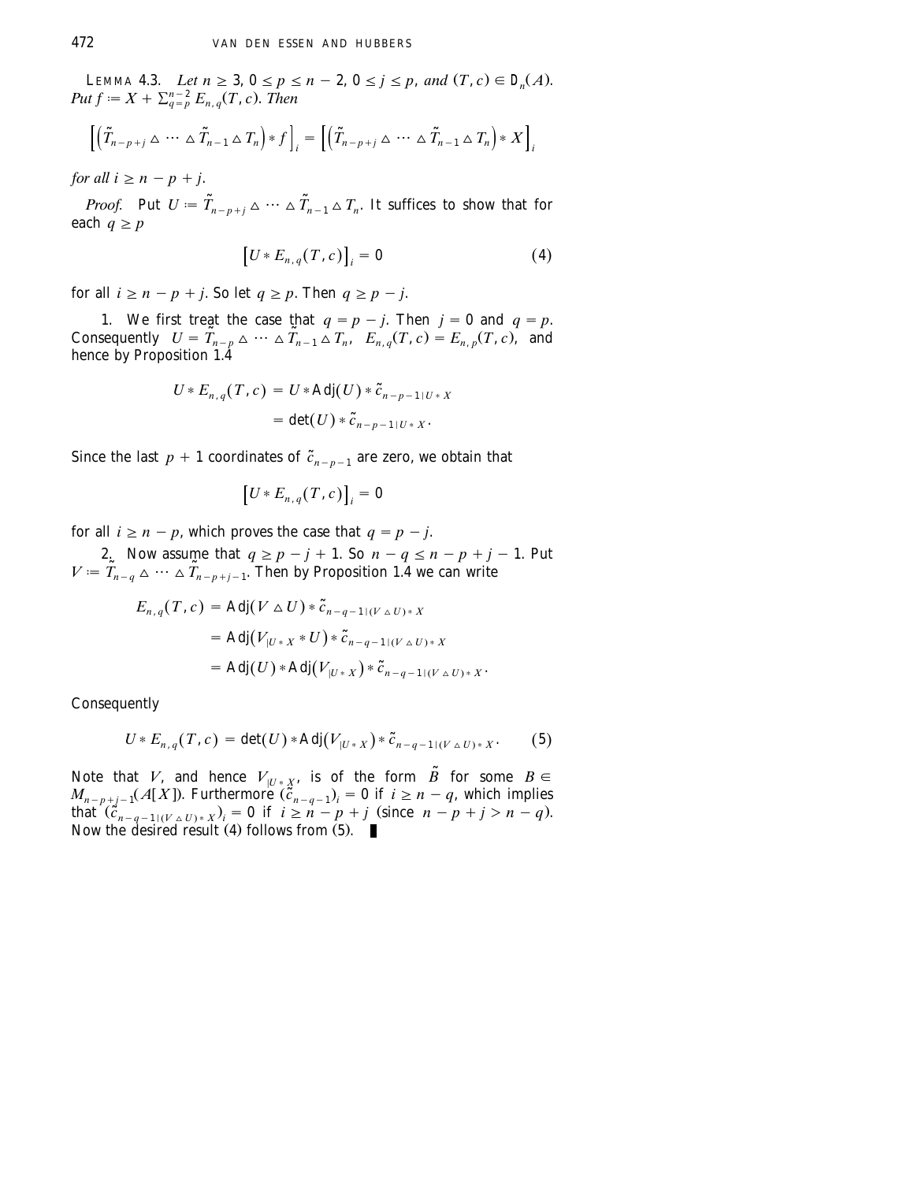**Lemma 4.3.** *Let $n \geq 3$, $0 \leq p \leq n-2$, $0 \leq j \leq p$, and $(T, c) \in D_n(A)$. Put $f := X + \sum_{q=p}^{n-2} E_{n,q}(T, c)$. Then*

$$\left[\left(\tilde{T}_{n-p+j} \vartriangle \cdots \vartriangle \tilde{T}_{n-1} \vartriangle T_n\right) * f\right]_i = \left[\left(\tilde{T}_{n-p+j} \vartriangle \cdots \vartriangle \tilde{T}_{n-1} \vartriangle T_n\right) * X\right]_i$$

*for all $i \geq n - p + j$.*

*Proof.* Put $U := \tilde{T}_{n-p+j} \vartriangle \cdots \vartriangle \tilde{T}_{n-1} \vartriangle T_n$. It suffices to show that for each $q \geq p$

$$\left[U * E_{n,q}(T, c)\right]_i = 0 \tag{4}$$

for all $i \geq n - p + j$. So let $q \geq p$. Then $q \geq p - j$.

1. We first treat the case that $q = p - j$. Then $j = 0$ and $q = p$. Consequently $U = \tilde{T}_{n-p} \vartriangle \cdots \vartriangle \tilde{T}_{n-1} \vartriangle T_n$, $E_{n,q}(T, c) = E_{n,p}(T, c)$, and hence by Proposition 1.4

$$\begin{aligned} U * E_{n,q}(T, c) &= U * \operatorname{Adj}(U) * \tilde{c}_{n-p-1|U*X} \\ &= \det(U) * \tilde{c}_{n-p-1|U*X}. \end{aligned}$$

Since the last $p+1$ coordinates of $\tilde{c}_{n-p-1}$ are zero, we obtain that

$$\left[U * E_{n,q}(T, c)\right]_i = 0$$

for all $i \geq n - p$, which proves the case that $q = p - j$.

2. Now assume that $q \geq p - j + 1$. So $n - q \leq n - p + j - 1$. Put $V := \tilde{T}_{n-q} \vartriangle \cdots \vartriangle \tilde{T}_{n-p+j-1}$. Then by Proposition 1.4 we can write

$$\begin{aligned} E_{n,q}(T, c) &= \operatorname{Adj}(V \vartriangle U) * \tilde{c}_{n-q-1|(V \vartriangle U)*X} \\ &= \operatorname{Adj}(V_{|U*X} * U) * \tilde{c}_{n-q-1|(V \vartriangle U)*X} \\ &= \operatorname{Adj}(U) * \operatorname{Adj}(V_{|U*X}) * \tilde{c}_{n-q-1|(V \vartriangle U)*X}. \end{aligned}$$

Consequently

$$U * E_{n,q}(T, c) = \det(U) * \operatorname{Adj}(V_{|U*X}) * \tilde{c}_{n-q-1|(V \vartriangle U)*X}. \tag{5}$$

Note that $V$, and hence $V_{|U*X}$, is of the form $\tilde{B}$ for some $B \in M_{n-p+j-1}(A[X])$. Furthermore $(\tilde{c}_{n-q-1})_i = 0$ if $i \geq n - q$, which implies that $(\tilde{c}_{n-q-1|(V \vartriangle U)*X})_i = 0$ if $i \geq n - p + j$ (since $n - p + j > n - q$). Now the desired result (4) follows from (5). ∎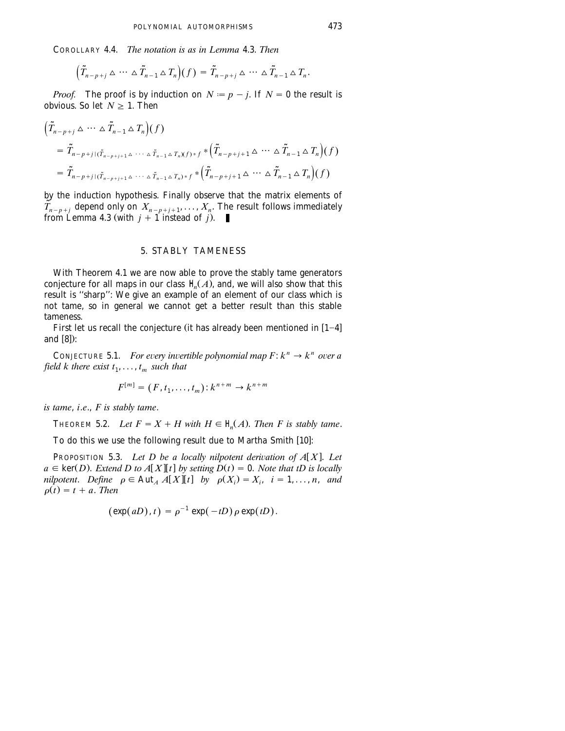**Corollary 4.4.** *The notation is as in Lemma 4.3. Then*

$$\left(\tilde{T}_{n-p+j} \vartriangle \cdots \vartriangle \tilde{T}_{n-1} \vartriangle T_n\right)(f) = \tilde{T}_{n-p+j} \vartriangle \cdots \vartriangle \tilde{T}_{n-1} \vartriangle T_n.$$

*Proof.* The proof is by induction on $N := p - j$. If $N = 0$ the result is obvious. So let $N \geq 1$. Then

$$\begin{aligned}
&\left(\tilde{T}_{n-p+j} \vartriangle \cdots \vartriangle \tilde{T}_{n-1} \vartriangle T_n\right)(f) \\
&= \tilde{T}_{n-p+j|(\tilde{T}_{n-p+j+1} \vartriangle \cdots \vartriangle \tilde{T}_{n-1} \vartriangle T_n)(f) * f} * \left(\tilde{T}_{n-p+j+1} \vartriangle \cdots \vartriangle \tilde{T}_{n-1} \vartriangle T_n\right)(f) \\
&= \tilde{T}_{n-p+j|(\tilde{T}_{n-p+j+1} \vartriangle \cdots \vartriangle \tilde{T}_{n-1} \vartriangle T_n) * f} * \left(\tilde{T}_{n-p+j+1} \vartriangle \cdots \vartriangle \tilde{T}_{n-1} \vartriangle T_n\right)(f)
\end{aligned}$$

by the induction hypothesis. Finally observe that the matrix elements of $\tilde{T}_{n-p+j}$ depend only on $X_{n-p+j+1}, \ldots, X_n$. The result follows immediately from Lemma 4.3 (with $j+1$ instead of $j$). ∎

## 5. STABLY TAMENESS

With Theorem 4.1 we are now able to prove the stably tame generators conjecture for all maps in our class $\mathbb{H}_n(A)$, and, we will also show that this result is "sharp": We give an example of an element of our class which is not tame, so in general we cannot get a better result than this stable tameness.

First let us recall the conjecture (it has already been mentioned in [1–4] and [8]):

**Conjecture 5.1.** *For every invertible polynomial map $F: k^n \to k^n$ over a field $k$ there exist $t_1, \ldots, t_m$ such that*

$$F^{[m]} = (F, t_1, \ldots, t_m): k^{n+m} \to k^{n+m}$$

*is tame, i.e., $F$ is stably tame.*

**Theorem 5.2.** *Let $F = X + H$ with $H \in \mathbb{H}_n(A)$. Then $F$ is stably tame.*

To do this we use the following result due to Martha Smith [10]:

**Proposition 5.3.** *Let $D$ be a locally nilpotent derivation of $A[X]$. Let $a \in \ker(D)$. Extend $D$ to $A[X][t]$ by setting $D(t) = 0$. Note that $tD$ is locally nilpotent. Define $\rho \in \mathrm{Aut}_A\, A[X][t]$ by $\rho(X_i) = X_i$, $i = 1, \ldots, n$, and $\rho(t) = t + a$. Then*

$$(\exp(aD), t) = \rho^{-1} \exp(-tD)\, \rho \exp(tD).$$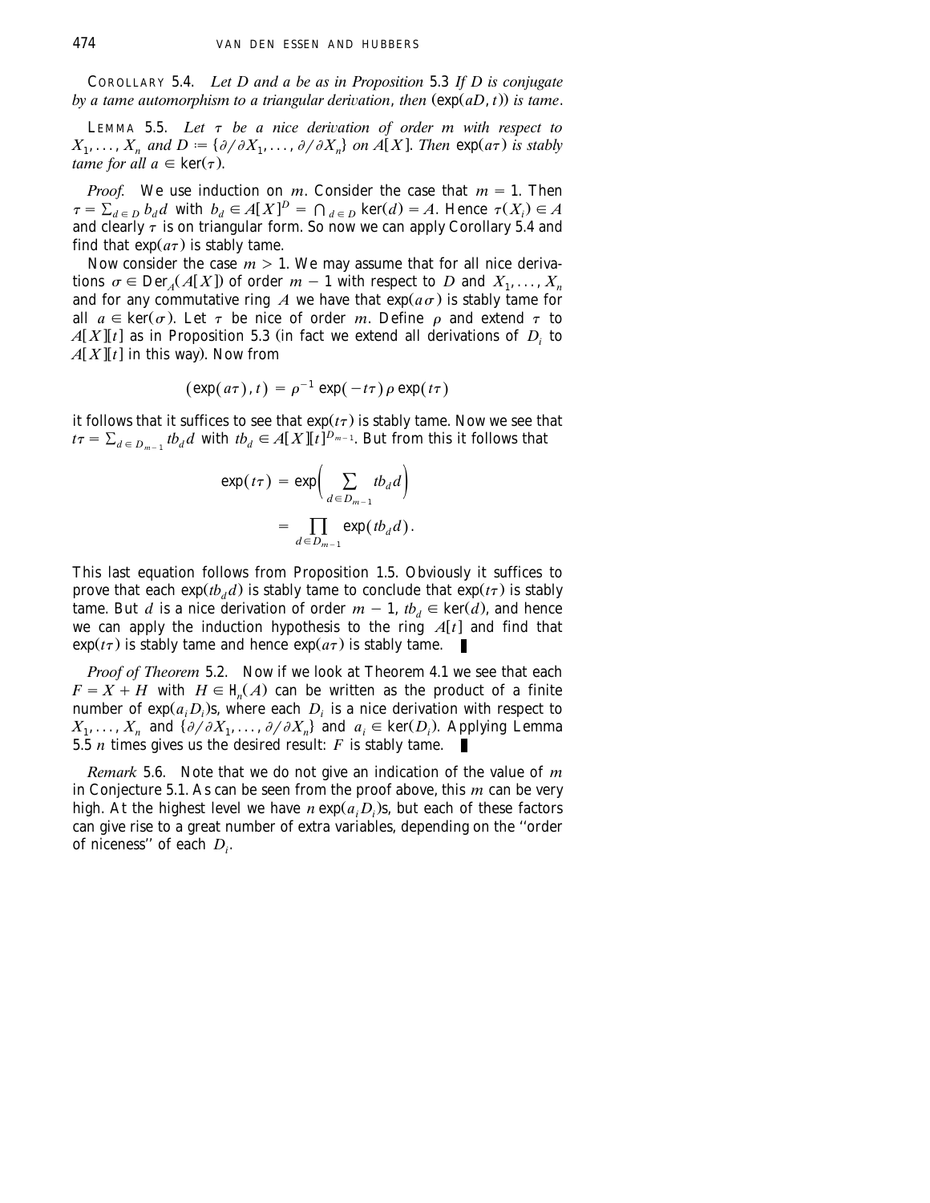COROLLARY 5.4. *Let $D$ and $a$ be as in Proposition 5.3 If $D$ is conjugate by a tame automorphism to a triangular derivation, then $(\exp(aD, t))$ is tame.*

LEMMA 5.5. *Let $\tau$ be a nice derivation of order $m$ with respect to $X_1, \dots, X_n$ and $D := \{\partial/\partial X_1, \dots, \partial/\partial X_n\}$ on $A[X]$. Then $\exp(a\tau)$ is stably tame for all $a \in \ker(\tau)$.*

*Proof.* We use induction on $m$. Consider the case that $m = 1$. Then $\tau = \sum_{d \in D} b_d d$ with $b_d \in A[X]^D = \bigcap_{d \in D} \ker(d) = A$. Hence $\tau(X_i) \in A$ and clearly $\tau$ is on triangular form. So now we can apply Corollary 5.4 and find that $\exp(a\tau)$ is stably tame.

Now consider the case $m > 1$. We may assume that for all nice derivations $\sigma \in \mathrm{Der}_A(A[X])$ of order $m - 1$ with respect to $D$ and $X_1, \dots, X_n$ and for any commutative ring $A$ we have that $\exp(a\sigma)$ is stably tame for all $a \in \ker(\sigma)$. Let $\tau$ be nice of order $m$. Define $\rho$ and extend $\tau$ to $A[X][t]$ as in Proposition 5.3 (in fact we extend all derivations of $D_i$ to $A[X][t]$ in this way). Now from

$$(\exp(a\tau), t) = \rho^{-1} \exp(-t\tau)\, \rho \exp(t\tau)$$

it follows that it suffices to see that $\exp(t\tau)$ is stably tame. Now we see that $t\tau = \sum_{d \in D_{m-1}} tb_d d$ with $tb_d \in A[X][t]^{D_{m-1}}$. But from this it follows that

$$\begin{aligned} \exp(t\tau) &= \exp\left( \sum_{d \in D_{m-1}} tb_d d \right) \\ &= \prod_{d \in D_{m-1}} \exp(tb_d d). \end{aligned}$$

This last equation follows from Proposition 1.5. Obviously it suffices to prove that each $\exp(tb_d d)$ is stably tame to conclude that $\exp(t\tau)$ is stably tame. But $d$ is a nice derivation of order $m - 1$, $tb_d \in \ker(d)$, and hence we can apply the induction hypothesis to the ring $A[t]$ and find that $\exp(t\tau)$ is stably tame and hence $\exp(a\tau)$ is stably tame. ∎

*Proof of Theorem* 5.2. Now if we look at Theorem 4.1 we see that each $F = X + H$ with $H \in \mathrm{H}_n(A)$ can be written as the product of a finite number of $\exp(a_i D_i)$s, where each $D_i$ is a nice derivation with respect to $X_1, \dots, X_n$ and $\{\partial/\partial X_1, \dots, \partial/\partial X_n\}$ and $a_i \in \ker(D_i)$. Applying Lemma 5.5 $n$ times gives us the desired result: $F$ is stably tame. ∎

*Remark* 5.6. Note that we do not give an indication of the value of $m$ in Conjecture 5.1. As can be seen from the proof above, this $m$ can be very high. At the highest level we have $n \exp(a_i D_i)$s, but each of these factors can give rise to a great number of extra variables, depending on the "order of niceness" of each $D_i$.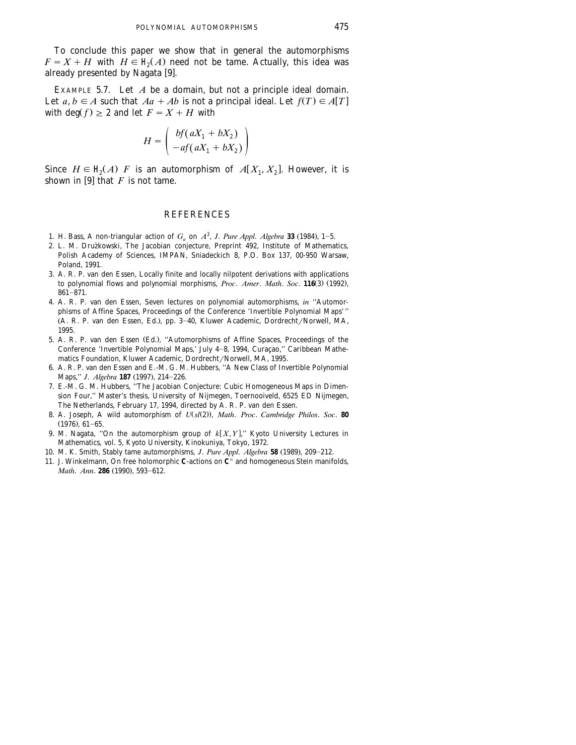To conclude this paper we show that in general the automorphisms $F = X + H$ with $H \in \mathrm{H}_2(A)$ need not be tame. Actually, this idea was already presented by Nagata [9].

EXAMPLE 5.7. Let $A$ be a domain, but not a principle ideal domain. Let $a, b \in A$ such that $Aa + Ab$ is not a principal ideal. Let $f(T) \in A[T]$ with $\deg(f) \geq 2$ and let $F = X + H$ with

$$H = \begin{pmatrix} bf(aX_1 + bX_2) \\ -af(aX_1 + bX_2) \end{pmatrix}$$

Since $H \in \mathrm{H}_2(A)$ $F$ is an automorphism of $A[X_1, X_2]$. However, it is shown in [9] that $F$ is not tame.

## REFERENCES

1. H. Bass, A non-triangular action of $G_a$ on $A^3$, *J. Pure Appl. Algebra* **33** (1984), 1–5.
2. L. M. Drużkowski, The Jacobian conjecture, Preprint 492, Institute of Mathematics, Polish Academy of Sciences, IMPAN, Sniadeckich 8, P.O. Box 137, 00-950 Warsaw, Poland, 1991.
3. A. R. P. van den Essen, Locally finite and locally nilpotent derivations with applications to polynomial flows and polynomial morphisms, *Proc. Amer. Math. Soc.* **116**(3) (1992), 861–871.
4. A. R. P. van den Essen, Seven lectures on polynomial automorphisms, *in* "Automorphisms of Affine Spaces, Proceedings of the Conference 'Invertible Polynomial Maps'" (A. R. P. van den Essen, Ed.), pp. 3–40, Kluwer Academic, Dordrecht/Norwell, MA, 1995.
5. A. R. P. van den Essen (Ed.), "Automorphisms of Affine Spaces, Proceedings of the Conference 'Invertible Polynomial Maps,' July 4–8, 1994, Curaçao," Caribbean Mathematics Foundation, Kluwer Academic, Dordrecht/Norwell, MA, 1995.
6. A. R. P. van den Essen and E.-M. G. M. Hubbers, "A New Class of Invertible Polynomial Maps," *J. Algebra* **187** (1997), 214–226.
7. E.-M. G. M. Hubbers, "The Jacobian Conjecture: Cubic Homogeneous Maps in Dimension Four," Master's thesis, University of Nijmegen, Toernooiveld, 6525 ED Nijmegen, The Netherlands, February 17, 1994, directed by A. R. P. van den Essen.
8. A. Joseph, A wild automorphism of $U(sl(2))$, *Math. Proc. Cambridge Philos. Soc.* **80** (1976), 61–65.
9. M. Nagata, "On the automorphism group of $k[X,Y]$," Kyoto University Lectures in Mathematics, vol. 5, Kyoto University, Kinokuniya, Tokyo, 1972.
10. M. K. Smith, Stably tame automorphisms, *J. Pure Appl. Algebra* **58** (1989), 209–212.
11. J. Winkelmann, On free holomorphic **C**-actions on $\mathbf{C}^n$ and homogeneous Stein manifolds, *Math. Ann.* **286** (1990), 593–612.